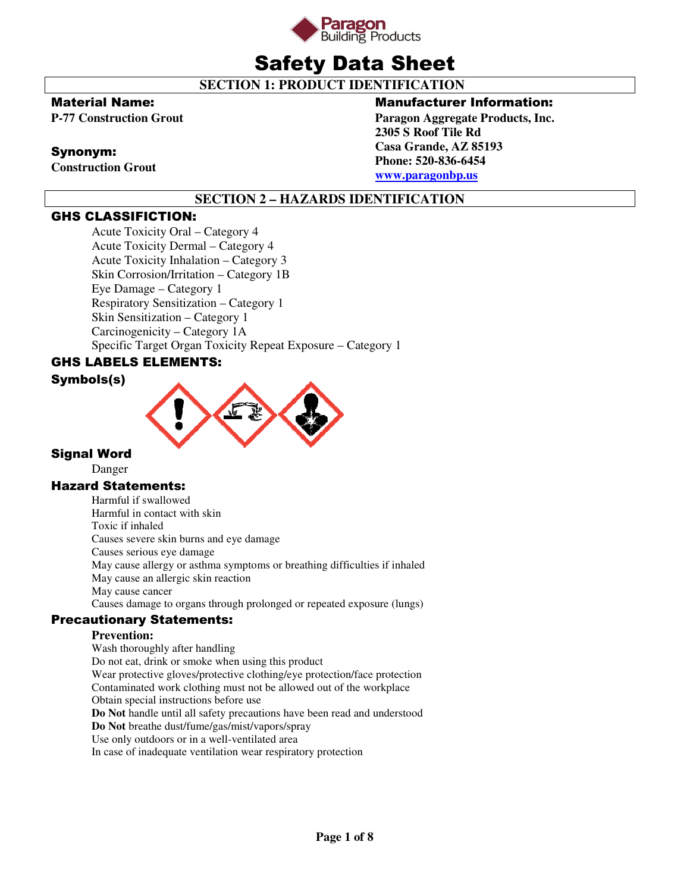Paragon Building Products

# Safety Data Sheet

## SECTION 1: PRODUCT IDENTIFICATION

**Material Name:**
**P-77 Construction Grout**

**Synonym:**
**Construction Grout**

**Manufacturer Information:**
**Paragon Aggregate Products, Inc.**
**2305 S Roof Tile Rd**
**Casa Grande, AZ 85193**
**Phone: 520-836-6454**
**www.paragonbp.us**

## SECTION 2 – HAZARDS IDENTIFICATION

### GHS CLASSIFICTION:

Acute Toxicity Oral – Category 4
Acute Toxicity Dermal – Category 4
Acute Toxicity Inhalation – Category 3
Skin Corrosion/Irritation – Category 1B
Eye Damage – Category 1
Respiratory Sensitization – Category 1
Skin Sensitization – Category 1
Carcinogenicity – Category 1A
Specific Target Organ Toxicity Repeat Exposure – Category 1

### GHS LABELS ELEMENTS:

**Symbols(s)**

**Signal Word**

Danger

### Hazard Statements:

Harmful if swallowed
Harmful in contact with skin
Toxic if inhaled
Causes severe skin burns and eye damage
Causes serious eye damage
May cause allergy or asthma symptoms or breathing difficulties if inhaled
May cause an allergic skin reaction
May cause cancer
Causes damage to organs through prolonged or repeated exposure (lungs)

### Precautionary Statements:

**Prevention:**

Wash thoroughly after handling
Do not eat, drink or smoke when using this product
Wear protective gloves/protective clothing/eye protection/face protection
Contaminated work clothing must not be allowed out of the workplace
Obtain special instructions before use
**Do Not** handle until all safety precautions have been read and understood
**Do Not** breathe dust/fume/gas/mist/vapors/spray
Use only outdoors or in a well-ventilated area
In case of inadequate ventilation wear respiratory protection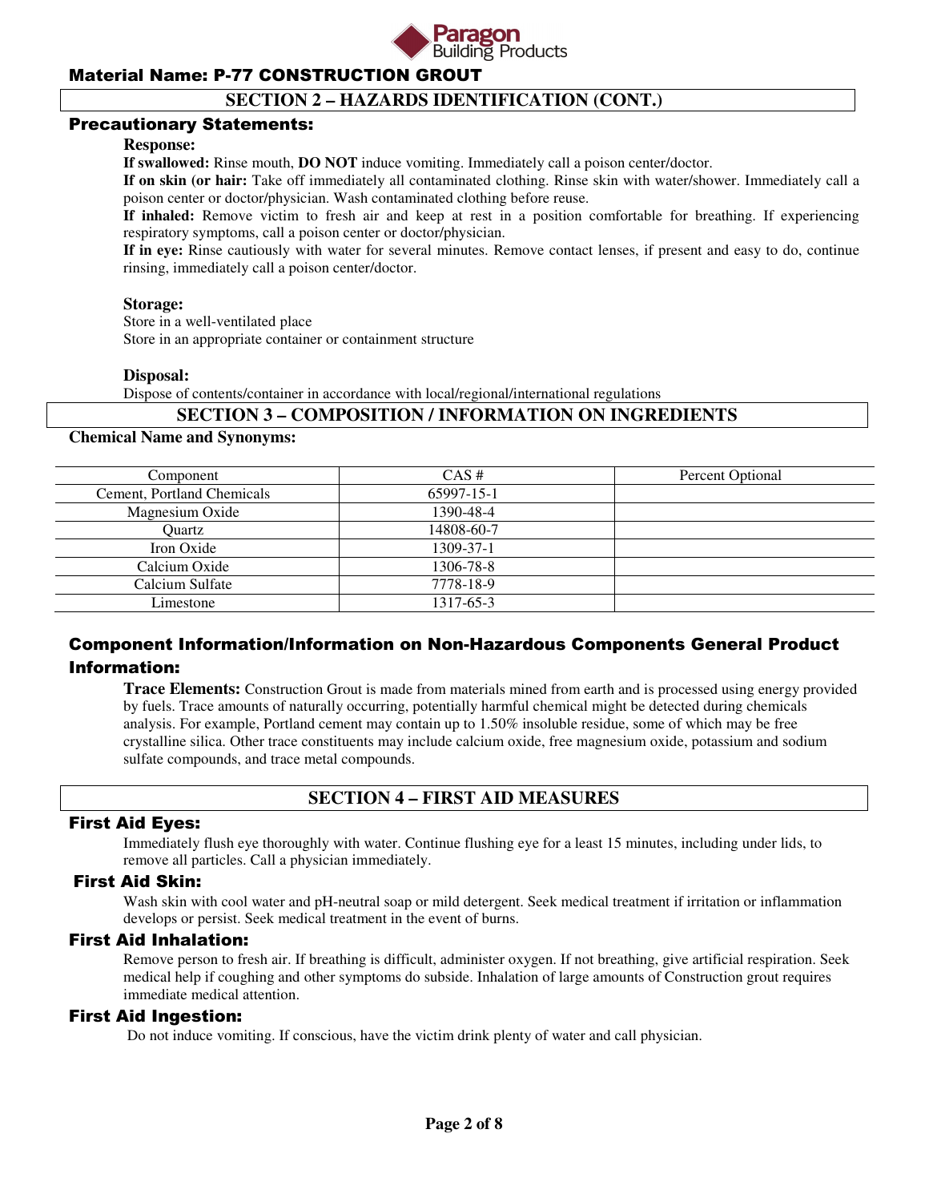**Material Name: P-77 CONSTRUCTION GROUT**

## SECTION 2 – HAZARDS IDENTIFICATION (CONT.)

### Precautionary Statements:

**Response:**

**If swallowed:** Rinse mouth, **DO NOT** induce vomiting. Immediately call a poison center/doctor.

**If on skin (or hair:** Take off immediately all contaminated clothing. Rinse skin with water/shower. Immediately call a poison center or doctor/physician. Wash contaminated clothing before reuse.

**If inhaled:** Remove victim to fresh air and keep at rest in a position comfortable for breathing. If experiencing respiratory symptoms, call a poison center or doctor/physician.

**If in eye:** Rinse cautiously with water for several minutes. Remove contact lenses, if present and easy to do, continue rinsing, immediately call a poison center/doctor.

**Storage:**

Store in a well-ventilated place

Store in an appropriate container or containment structure

**Disposal:**

Dispose of contents/container in accordance with local/regional/international regulations

## SECTION 3 – COMPOSITION / INFORMATION ON INGREDIENTS

**Chemical Name and Synonyms:**

| Component | CAS # | Percent Optional |
|---|---|---|
| Cement, Portland Chemicals | 65997-15-1 | |
| Magnesium Oxide | 1390-48-4 | |
| Quartz | 14808-60-7 | |
| Iron Oxide | 1309-37-1 | |
| Calcium Oxide | 1306-78-8 | |
| Calcium Sulfate | 7778-18-9 | |
| Limestone | 1317-65-3 | |

### Component Information/Information on Non-Hazardous Components General Product Information:

**Trace Elements:** Construction Grout is made from materials mined from earth and is processed using energy provided by fuels. Trace amounts of naturally occurring, potentially harmful chemical might be detected during chemicals analysis. For example, Portland cement may contain up to 1.50% insoluble residue, some of which may be free crystalline silica. Other trace constituents may include calcium oxide, free magnesium oxide, potassium and sodium sulfate compounds, and trace metal compounds.

## SECTION 4 – FIRST AID MEASURES

### First Aid Eyes:

Immediately flush eye thoroughly with water. Continue flushing eye for a least 15 minutes, including under lids, to remove all particles. Call a physician immediately.

### First Aid Skin:

Wash skin with cool water and pH-neutral soap or mild detergent. Seek medical treatment if irritation or inflammation develops or persist. Seek medical treatment in the event of burns.

### First Aid Inhalation:

Remove person to fresh air. If breathing is difficult, administer oxygen. If not breathing, give artificial respiration. Seek medical help if coughing and other symptoms do subside. Inhalation of large amounts of Construction grout requires immediate medical attention.

### First Aid Ingestion:

Do not induce vomiting. If conscious, have the victim drink plenty of water and call physician.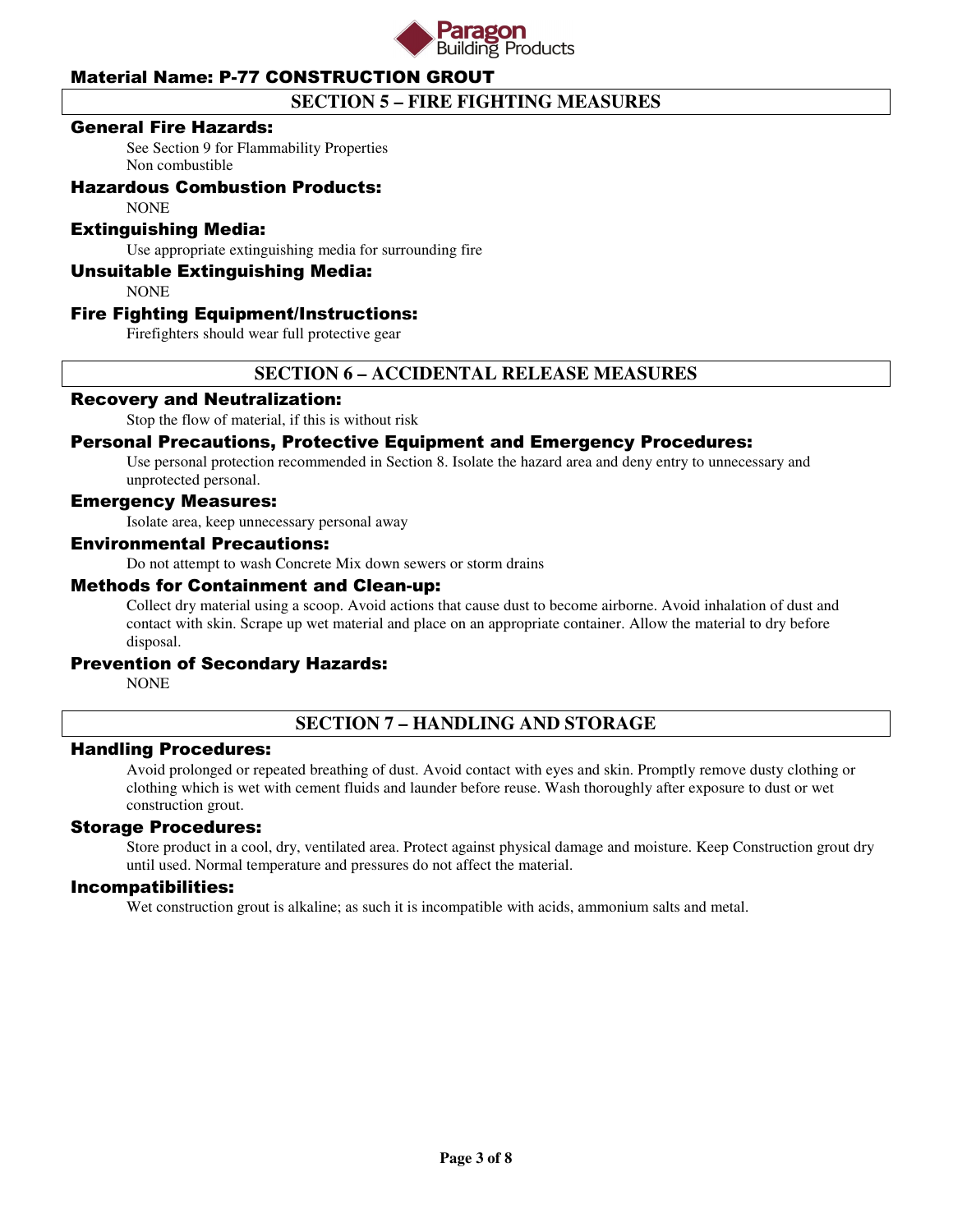**Material Name: P-77 CONSTRUCTION GROUT**

## SECTION 5 – FIRE FIGHTING MEASURES

### General Fire Hazards:

See Section 9 for Flammability Properties
Non combustible

### Hazardous Combustion Products:

NONE

### Extinguishing Media:

Use appropriate extinguishing media for surrounding fire

### Unsuitable Extinguishing Media:

NONE

### Fire Fighting Equipment/Instructions:

Firefighters should wear full protective gear

## SECTION 6 – ACCIDENTAL RELEASE MEASURES

### Recovery and Neutralization:

Stop the flow of material, if this is without risk

### Personal Precautions, Protective Equipment and Emergency Procedures:

Use personal protection recommended in Section 8. Isolate the hazard area and deny entry to unnecessary and unprotected personal.

### Emergency Measures:

Isolate area, keep unnecessary personal away

### Environmental Precautions:

Do not attempt to wash Concrete Mix down sewers or storm drains

### Methods for Containment and Clean-up:

Collect dry material using a scoop. Avoid actions that cause dust to become airborne. Avoid inhalation of dust and contact with skin. Scrape up wet material and place on an appropriate container. Allow the material to dry before disposal.

### Prevention of Secondary Hazards:

NONE

## SECTION 7 – HANDLING AND STORAGE

### Handling Procedures:

Avoid prolonged or repeated breathing of dust. Avoid contact with eyes and skin. Promptly remove dusty clothing or clothing which is wet with cement fluids and launder before reuse. Wash thoroughly after exposure to dust or wet construction grout.

### Storage Procedures:

Store product in a cool, dry, ventilated area. Protect against physical damage and moisture. Keep Construction grout dry until used. Normal temperature and pressures do not affect the material.

### Incompatibilities:

Wet construction grout is alkaline; as such it is incompatible with acids, ammonium salts and metal.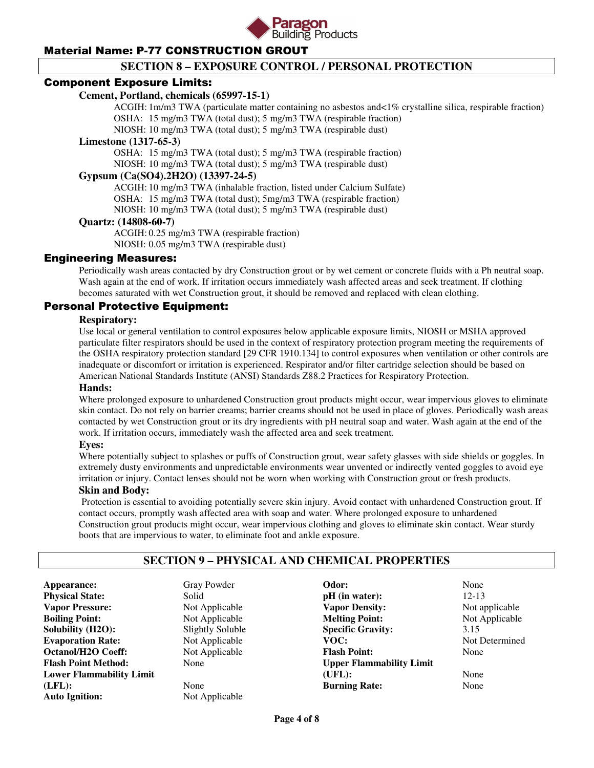## Material Name: P-77 CONSTRUCTION GROUT

## SECTION 8 – EXPOSURE CONTROL / PERSONAL PROTECTION

### Component Exposure Limits:

**Cement, Portland, chemicals (65997-15-1)**

ACGIH: 1m/m3 TWA (particulate matter containing no asbestos and<1% crystalline silica, respirable fraction)
OSHA: 15 mg/m3 TWA (total dust); 5 mg/m3 TWA (respirable fraction)
NIOSH: 10 mg/m3 TWA (total dust); 5 mg/m3 TWA (respirable dust)

**Limestone (1317-65-3)**

OSHA: 15 mg/m3 TWA (total dust); 5 mg/m3 TWA (respirable fraction)
NIOSH: 10 mg/m3 TWA (total dust); 5 mg/m3 TWA (respirable dust)

**Gypsum (Ca(SO4).2H2O) (13397-24-5)**

ACGIH: 10 mg/m3 TWA (inhalable fraction, listed under Calcium Sulfate)
OSHA: 15 mg/m3 TWA (total dust); 5mg/m3 TWA (respirable fraction)
NIOSH: 10 mg/m3 TWA (total dust); 5 mg/m3 TWA (respirable dust)

**Quartz: (14808-60-7)**

ACGIH: 0.25 mg/m3 TWA (respirable fraction)
NIOSH: 0.05 mg/m3 TWA (respirable dust)

### Engineering Measures:

Periodically wash areas contacted by dry Construction grout or by wet cement or concrete fluids with a Ph neutral soap. Wash again at the end of work. If irritation occurs immediately wash affected areas and seek treatment. If clothing becomes saturated with wet Construction grout, it should be removed and replaced with clean clothing.

### Personal Protective Equipment:

**Respiratory:**

Use local or general ventilation to control exposures below applicable exposure limits, NIOSH or MSHA approved particulate filter respirators should be used in the context of respiratory protection program meeting the requirements of the OSHA respiratory protection standard [29 CFR 1910.134] to control exposures when ventilation or other controls are inadequate or discomfort or irritation is experienced. Respirator and/or filter cartridge selection should be based on American National Standards Institute (ANSI) Standards Z88.2 Practices for Respiratory Protection.

**Hands:**

Where prolonged exposure to unhardened Construction grout products might occur, wear impervious gloves to eliminate skin contact. Do not rely on barrier creams; barrier creams should not be used in place of gloves. Periodically wash areas contacted by wet Construction grout or its dry ingredients with pH neutral soap and water. Wash again at the end of the work. If irritation occurs, immediately wash the affected area and seek treatment.

**Eyes:**

Where potentially subject to splashes or puffs of Construction grout, wear safety glasses with side shields or goggles. In extremely dusty environments and unpredictable environments wear unvented or indirectly vented goggles to avoid eye irritation or injury. Contact lenses should not be worn when working with Construction grout or fresh products.

**Skin and Body:**

Protection is essential to avoiding potentially severe skin injury. Avoid contact with unhardened Construction grout. If contact occurs, promptly wash affected area with soap and water. Where prolonged exposure to unhardened Construction grout products might occur, wear impervious clothing and gloves to eliminate skin contact. Wear sturdy boots that are impervious to water, to eliminate foot and ankle exposure.

## SECTION 9 – PHYSICAL AND CHEMICAL PROPERTIES

| Property | Value | Property | Value |
|---|---|---|---|
| **Appearance:** | Gray Powder | **Odor:** | None |
| **Physical State:** | Solid | **pH (in water):** | 12-13 |
| **Vapor Pressure:** | Not Applicable | **Vapor Density:** | Not applicable |
| **Boiling Point:** | Not Applicable | **Melting Point:** | Not Applicable |
| **Solubility (H2O):** | Slightly Soluble | **Specific Gravity:** | 3.15 |
| **Evaporation Rate:** | Not Applicable | **VOC:** | Not Determined |
| **Octanol/H2O Coeff:** | Not Applicable | **Flash Point:** | None |
| **Flash Point Method:** | None | **Upper Flammability Limit (UFL):** | None |
| **Lower Flammability Limit (LFL):** | None | **Burning Rate:** | None |
| **Auto Ignition:** | Not Applicable | | |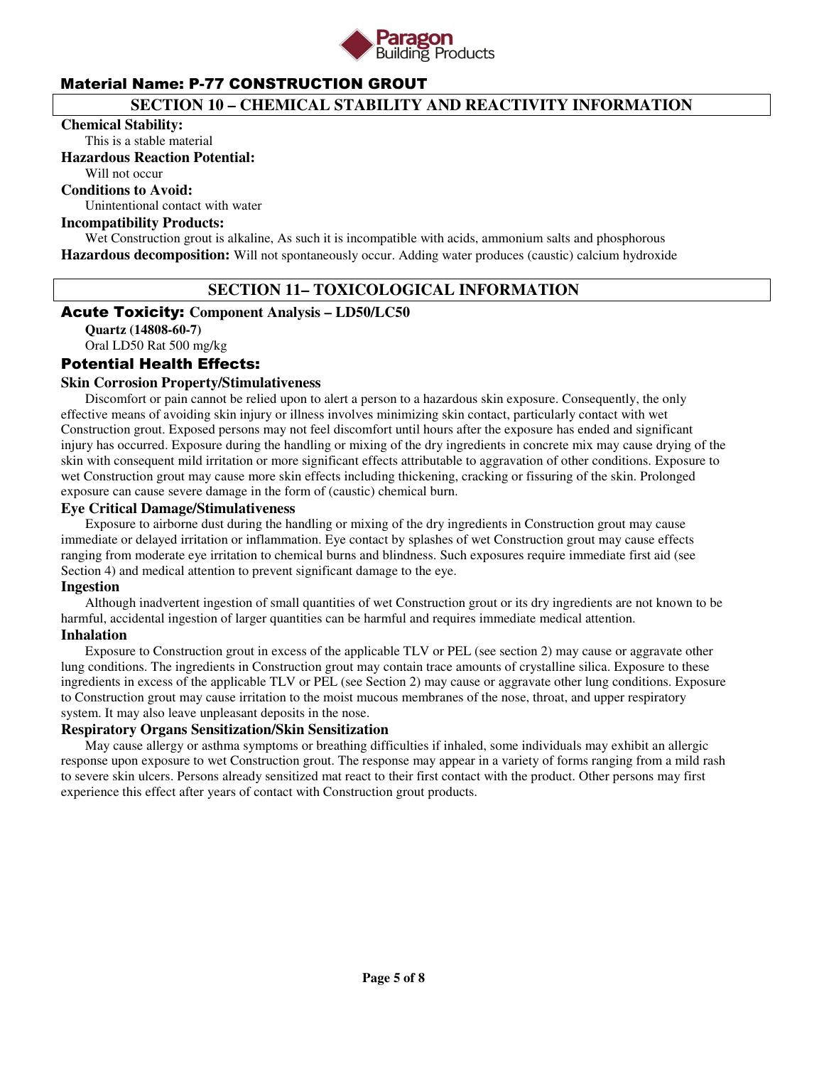## Material Name: P-77 CONSTRUCTION GROUT

## SECTION 10 – CHEMICAL STABILITY AND REACTIVITY INFORMATION

**Chemical Stability:**
This is a stable material

**Hazardous Reaction Potential:**
Will not occur

**Conditions to Avoid:**
Unintentional contact with water

**Incompatibility Products:**
Wet Construction grout is alkaline, As such it is incompatible with acids, ammonium salts and phosphorous

**Hazardous decomposition:** Will not spontaneously occur. Adding water produces (caustic) calcium hydroxide

## SECTION 11– TOXICOLOGICAL INFORMATION

### Acute Toxicity: Component Analysis – LD50/LC50

**Quartz (14808-60-7)**
Oral LD50 Rat 500 mg/kg

### Potential Health Effects:

**Skin Corrosion Property/Stimulativeness**

Discomfort or pain cannot be relied upon to alert a person to a hazardous skin exposure. Consequently, the only effective means of avoiding skin injury or illness involves minimizing skin contact, particularly contact with wet Construction grout. Exposed persons may not feel discomfort until hours after the exposure has ended and significant injury has occurred. Exposure during the handling or mixing of the dry ingredients in concrete mix may cause drying of the skin with consequent mild irritation or more significant effects attributable to aggravation of other conditions. Exposure to wet Construction grout may cause more skin effects including thickening, cracking or fissuring of the skin. Prolonged exposure can cause severe damage in the form of (caustic) chemical burn.

**Eye Critical Damage/Stimulativeness**

Exposure to airborne dust during the handling or mixing of the dry ingredients in Construction grout may cause immediate or delayed irritation or inflammation. Eye contact by splashes of wet Construction grout may cause effects ranging from moderate eye irritation to chemical burns and blindness. Such exposures require immediate first aid (see Section 4) and medical attention to prevent significant damage to the eye.

**Ingestion**

Although inadvertent ingestion of small quantities of wet Construction grout or its dry ingredients are not known to be harmful, accidental ingestion of larger quantities can be harmful and requires immediate medical attention.

**Inhalation**

Exposure to Construction grout in excess of the applicable TLV or PEL (see section 2) may cause or aggravate other lung conditions. The ingredients in Construction grout may contain trace amounts of crystalline silica. Exposure to these ingredients in excess of the applicable TLV or PEL (see Section 2) may cause or aggravate other lung conditions. Exposure to Construction grout may cause irritation to the moist mucous membranes of the nose, throat, and upper respiratory system. It may also leave unpleasant deposits in the nose.

**Respiratory Organs Sensitization/Skin Sensitization**

May cause allergy or asthma symptoms or breathing difficulties if inhaled, some individuals may exhibit an allergic response upon exposure to wet Construction grout. The response may appear in a variety of forms ranging from a mild rash to severe skin ulcers. Persons already sensitized mat react to their first contact with the product. Other persons may first experience this effect after years of contact with Construction grout products.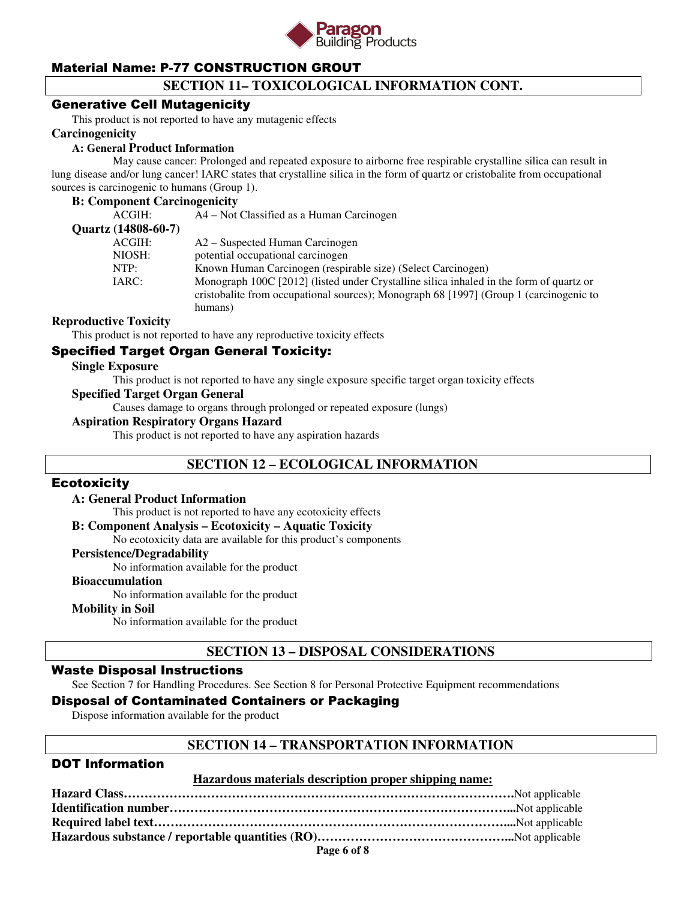## Material Name: P-77 CONSTRUCTION GROUT

## SECTION 11– TOXICOLOGICAL INFORMATION CONT.

### Generative Cell Mutagenicity

This product is not reported to have any mutagenic effects

**Carcinogenicity**

**A: General Product Information**

May cause cancer: Prolonged and repeated exposure to airborne free respirable crystalline silica can result in lung disease and/or lung cancer! IARC states that crystalline silica in the form of quartz or cristobalite from occupational sources is carcinogenic to humans (Group 1).

**B: Component Carcinogenicity**

| | |
|---|---|
| ACGIH: | A4 – Not Classified as a Human Carcinogen |

**Quartz (14808-60-7)**

| | |
|---|---|
| ACGIH: | A2 – Suspected Human Carcinogen |
| NIOSH: | potential occupational carcinogen |
| NTP: | Known Human Carcinogen (respirable size) (Select Carcinogen) |
| IARC: | Monograph 100C [2012] (listed under Crystalline silica inhaled in the form of quartz or cristobalite from occupational sources); Monograph 68 [1997] (Group 1 (carcinogenic to humans) |

**Reproductive Toxicity**

This product is not reported to have any reproductive toxicity effects

### Specified Target Organ General Toxicity:

**Single Exposure**

This product is not reported to have any single exposure specific target organ toxicity effects

**Specified Target Organ General**

Causes damage to organs through prolonged or repeated exposure (lungs)

**Aspiration Respiratory Organs Hazard**

This product is not reported to have any aspiration hazards

## SECTION 12 – ECOLOGICAL INFORMATION

### Ecotoxicity

**A: General Product Information**

This product is not reported to have any ecotoxicity effects

**B: Component Analysis – Ecotoxicity – Aquatic Toxicity**

No ecotoxicity data are available for this product's components

**Persistence/Degradability**

No information available for the product

**Bioaccumulation**

No information available for the product

**Mobility in Soil**

No information available for the product

## SECTION 13 – DISPOSAL CONSIDERATIONS

### Waste Disposal Instructions

See Section 7 for Handling Procedures. See Section 8 for Personal Protective Equipment recommendations

### Disposal of Contaminated Containers or Packaging

Dispose information available for the product

## SECTION 14 – TRANSPORTATION INFORMATION

### DOT Information

**Hazardous materials description proper shipping name:**

**Hazard Class**……………………………………………………………………………………Not applicable
**Identification number**…………………………………………………………………………...Not applicable
**Required label text**……………………………………………………………………………....Not applicable
**Hazardous substance / reportable quantities (RO)**………………………………………...Not applicable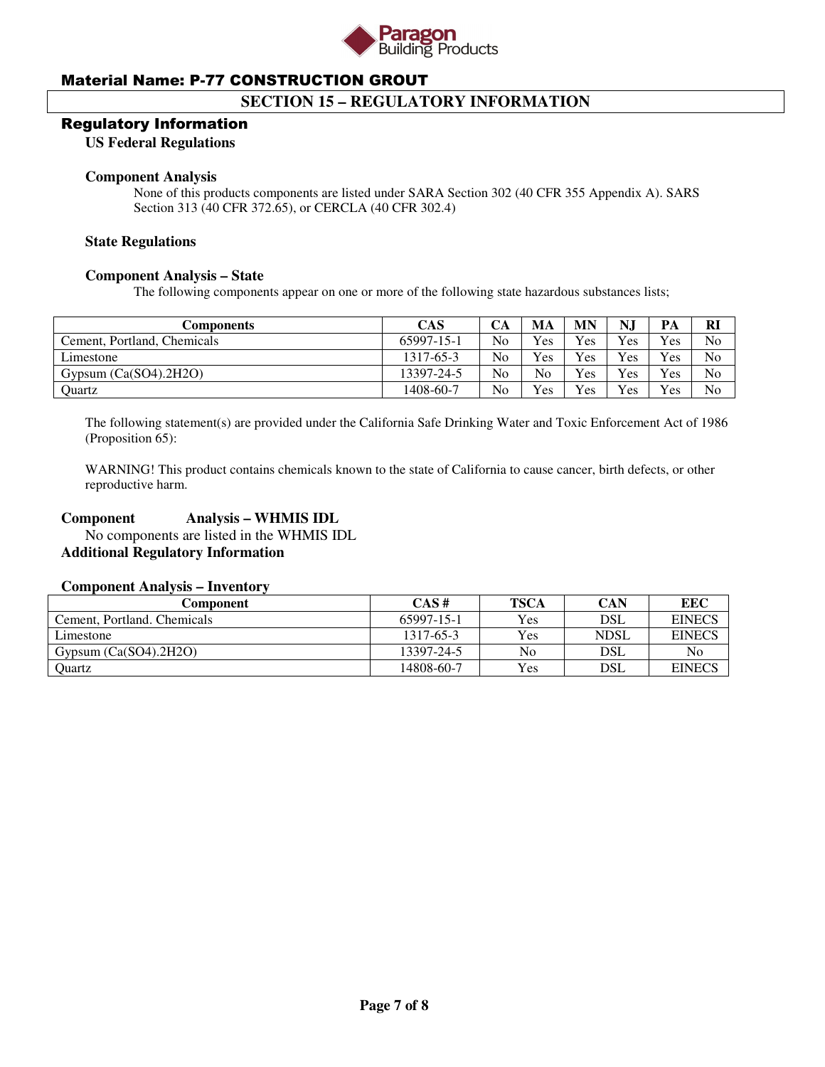**Material Name: P-77 CONSTRUCTION GROUT**

## SECTION 15 – REGULATORY INFORMATION

### Regulatory Information

**US Federal Regulations**

**Component Analysis**

None of this products components are listed under SARA Section 302 (40 CFR 355 Appendix A). SARS Section 313 (40 CFR 372.65), or CERCLA (40 CFR 302.4)

**State Regulations**

**Component Analysis – State**

The following components appear on one or more of the following state hazardous substances lists;

| Components | CAS | CA | MA | MN | NJ | PA | RI |
|---|---|---|---|---|---|---|---|
| Cement, Portland, Chemicals | 65997-15-1 | No | Yes | Yes | Yes | Yes | No |
| Limestone | 1317-65-3 | No | Yes | Yes | Yes | Yes | No |
| Gypsum (Ca(SO4).2H2O) | 13397-24-5 | No | No | Yes | Yes | Yes | No |
| Quartz | 1408-60-7 | No | Yes | Yes | Yes | Yes | No |

The following statement(s) are provided under the California Safe Drinking Water and Toxic Enforcement Act of 1986 (Proposition 65):

WARNING! This product contains chemicals known to the state of California to cause cancer, birth defects, or other reproductive harm.

**Component Analysis – WHMIS IDL**

No components are listed in the WHMIS IDL

**Additional Regulatory Information**

**Component Analysis – Inventory**

| Component | CAS # | TSCA | CAN | EEC |
|---|---|---|---|---|
| Cement, Portland. Chemicals | 65997-15-1 | Yes | DSL | EINECS |
| Limestone | 1317-65-3 | Yes | NDSL | EINECS |
| Gypsum (Ca(SO4).2H2O) | 13397-24-5 | No | DSL | No |
| Quartz | 14808-60-7 | Yes | DSL | EINECS |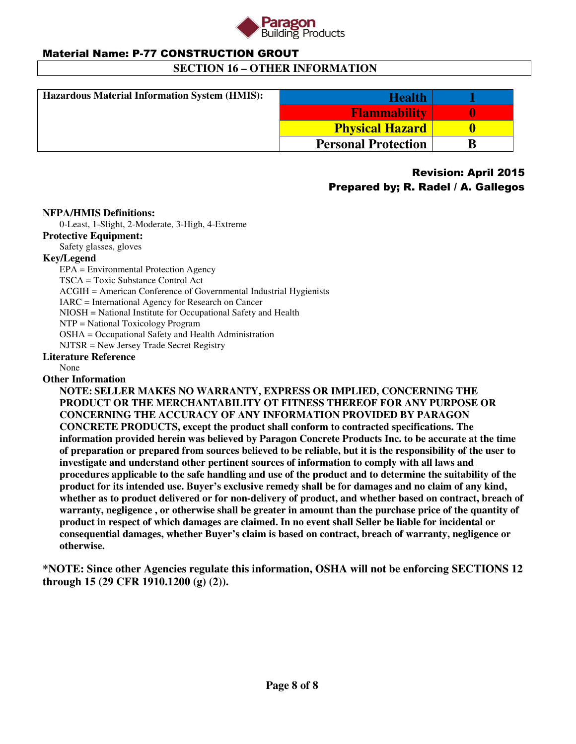Paragon Building Products

Material Name: P-77 CONSTRUCTION GROUT

## SECTION 16 – OTHER INFORMATION

| Hazardous Material Information System (HMIS): | | |
|---|---|---|
| | Health | 1 |
| | Flammability | 0 |
| | Physical Hazard | 0 |
| | Personal Protection | B |

**Revision: April 2015**
**Prepared by; R. Radel / A. Gallegos**

**NFPA/HMIS Definitions:**
0-Least, 1-Slight, 2-Moderate, 3-High, 4-Extreme

**Protective Equipment:**
Safety glasses, gloves

**Key/Legend**
EPA = Environmental Protection Agency
TSCA = Toxic Substance Control Act
ACGIH = American Conference of Governmental Industrial Hygienists
IARC = International Agency for Research on Cancer
NIOSH = National Institute for Occupational Safety and Health
NTP = National Toxicology Program
OSHA = Occupational Safety and Health Administration
NJTSR = New Jersey Trade Secret Registry

**Literature Reference**
None

**Other Information**
**NOTE: SELLER MAKES NO WARRANTY, EXPRESS OR IMPLIED, CONCERNING THE PRODUCT OR THE MERCHANTABILITY OT FITNESS THEREOF FOR ANY PURPOSE OR CONCERNING THE ACCURACY OF ANY INFORMATION PROVIDED BY PARAGON CONCRETE PRODUCTS, except the product shall conform to contracted specifications. The information provided herein was believed by Paragon Concrete Products Inc. to be accurate at the time of preparation or prepared from sources believed to be reliable, but it is the responsibility of the user to investigate and understand other pertinent sources of information to comply with all laws and procedures applicable to the safe handling and use of the product and to determine the suitability of the product for its intended use. Buyer's exclusive remedy shall be for damages and no claim of any kind, whether as to product delivered or for non-delivery of product, and whether based on contract, breach of warranty, negligence , or otherwise shall be greater in amount than the purchase price of the quantity of product in respect of which damages are claimed. In no event shall Seller be liable for incidental or consequential damages, whether Buyer's claim is based on contract, breach of warranty, negligence or otherwise.**

**\*NOTE: Since other Agencies regulate this information, OSHA will not be enforcing SECTIONS 12 through 15 (29 CFR 1910.1200 (g) (2)).**